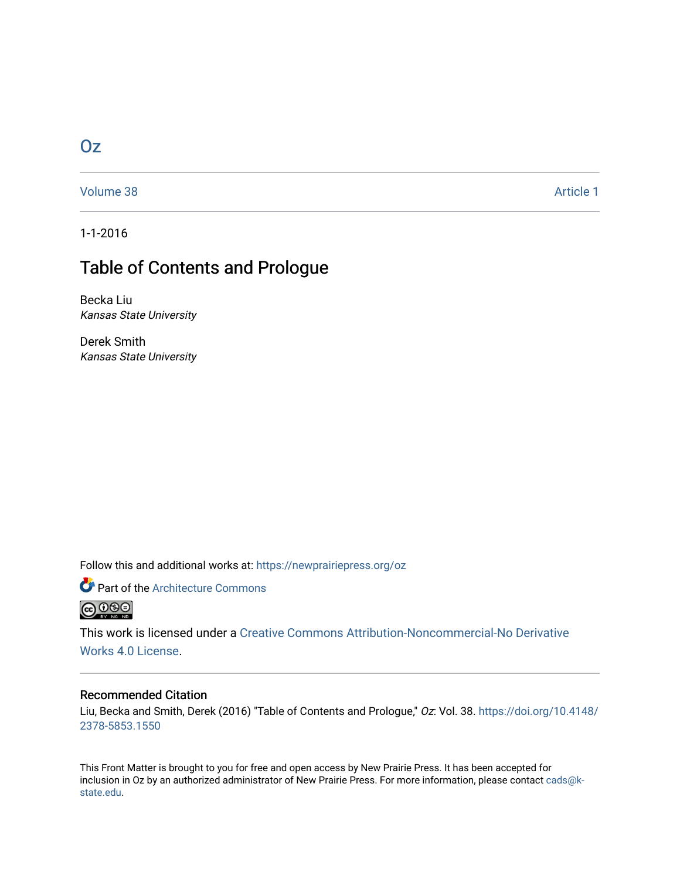# Oz

Volume 38 Article 1

1-1-2016

## Table of Contents and Prologue

Becka Liu
*Kansas State University*

Derek Smith
*Kansas State University*

Follow this and additional works at: https://newprairiepress.org/oz

Part of the Architecture Commons

This work is licensed under a Creative Commons Attribution-Noncommercial-No Derivative Works 4.0 License.

### Recommended Citation

Liu, Becka and Smith, Derek (2016) "Table of Contents and Prologue," *Oz*: Vol. 38. https://doi.org/10.4148/2378-5853.1550

This Front Matter is brought to you for free and open access by New Prairie Press. It has been accepted for inclusion in Oz by an authorized administrator of New Prairie Press. For more information, please contact cads@k-state.edu.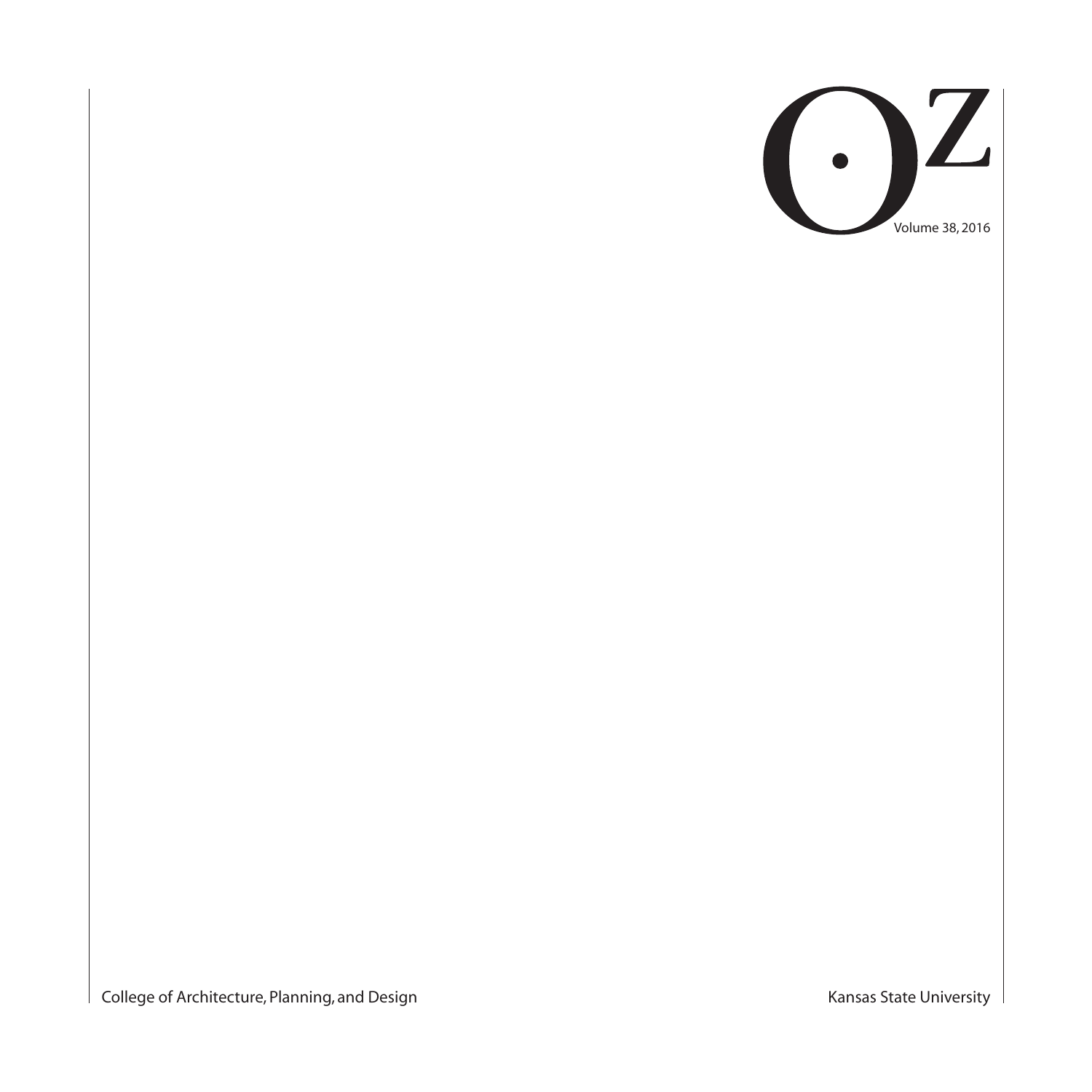# Oz

Volume 38, 2016

College of Architecture, Planning, and Design

Kansas State University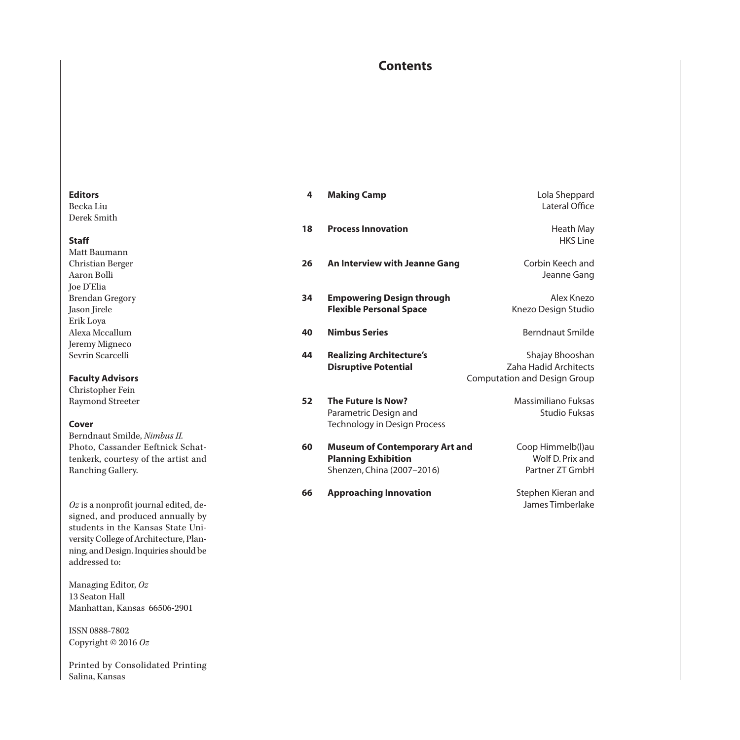# Contents

**Editors**
Becka Liu
Derek Smith

**Staff**
Matt Baumann
Christian Berger
Aaron Bolli
Joe D'Elia
Brendan Gregory
Jason Jirele
Erik Loya
Alexa Mccallum
Jeremy Migneco
Sevrin Scarcelli

**Faculty Advisors**
Christopher Fein
Raymond Streeter

**Cover**
Berndnaut Smilde, *Nimbus II.* Photo, Cassander Eeftnick Schattenkerk, courtesy of the artist and Ranching Gallery.

*Oz* is a nonprofit journal edited, designed, and produced annually by students in the Kansas State University College of Architecture, Planning, and Design. Inquiries should be addressed to:

Managing Editor, *Oz*
13 Seaton Hall
Manhattan, Kansas 66506-2901

ISSN 0888-7802
Copyright © 2016 *Oz*

Printed by Consolidated Printing
Salina, Kansas

| | | |
|---|---|---|
| 4 | **Making Camp** | Lola Sheppard<br>Lateral Office |
| 18 | **Process Innovation** | Heath May<br>HKS Line |
| 26 | **An Interview with Jeanne Gang** | Corbin Keech and<br>Jeanne Gang |
| 34 | **Empowering Design through Flexible Personal Space** | Alex Knezo<br>Knezo Design Studio |
| 40 | **Nimbus Series** | Berndnaut Smilde |
| 44 | **Realizing Architecture's Disruptive Potential** | Shajay Bhooshan<br>Zaha Hadid Architects<br>Computation and Design Group |
| 52 | **The Future Is Now?**<br>Parametric Design and Technology in Design Process | Massimiliano Fuksas<br>Studio Fuksas |
| 60 | **Museum of Contemporary Art and Planning Exhibition**<br>Shenzen, China (2007–2016) | Coop Himmelb(l)au<br>Wolf D. Prix and<br>Partner ZT GmbH |
| 66 | **Approaching Innovation** | Stephen Kieran and<br>James Timberlake |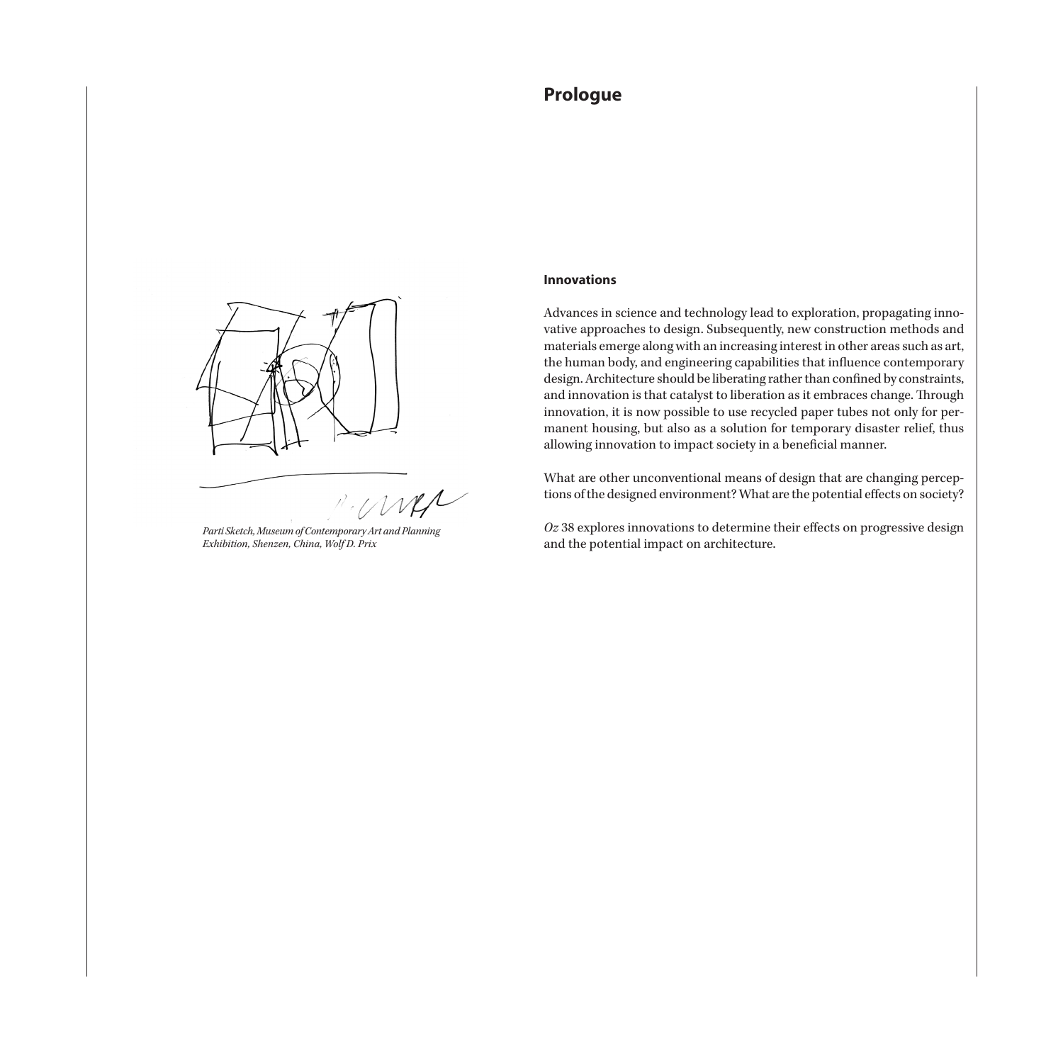# Prologue

*Parti Sketch, Museum of Contemporary Art and Planning Exhibition, Shenzen, China, Wolf D. Prix*

### Innovations

Advances in science and technology lead to exploration, propagating innovative approaches to design. Subsequently, new construction methods and materials emerge along with an increasing interest in other areas such as art, the human body, and engineering capabilities that influence contemporary design. Architecture should be liberating rather than confined by constraints, and innovation is that catalyst to liberation as it embraces change. Through innovation, it is now possible to use recycled paper tubes not only for permanent housing, but also as a solution for temporary disaster relief, thus allowing innovation to impact society in a beneficial manner.

What are other unconventional means of design that are changing perceptions of the designed environment? What are the potential effects on society?

*Oz* 38 explores innovations to determine their effects on progressive design and the potential impact on architecture.